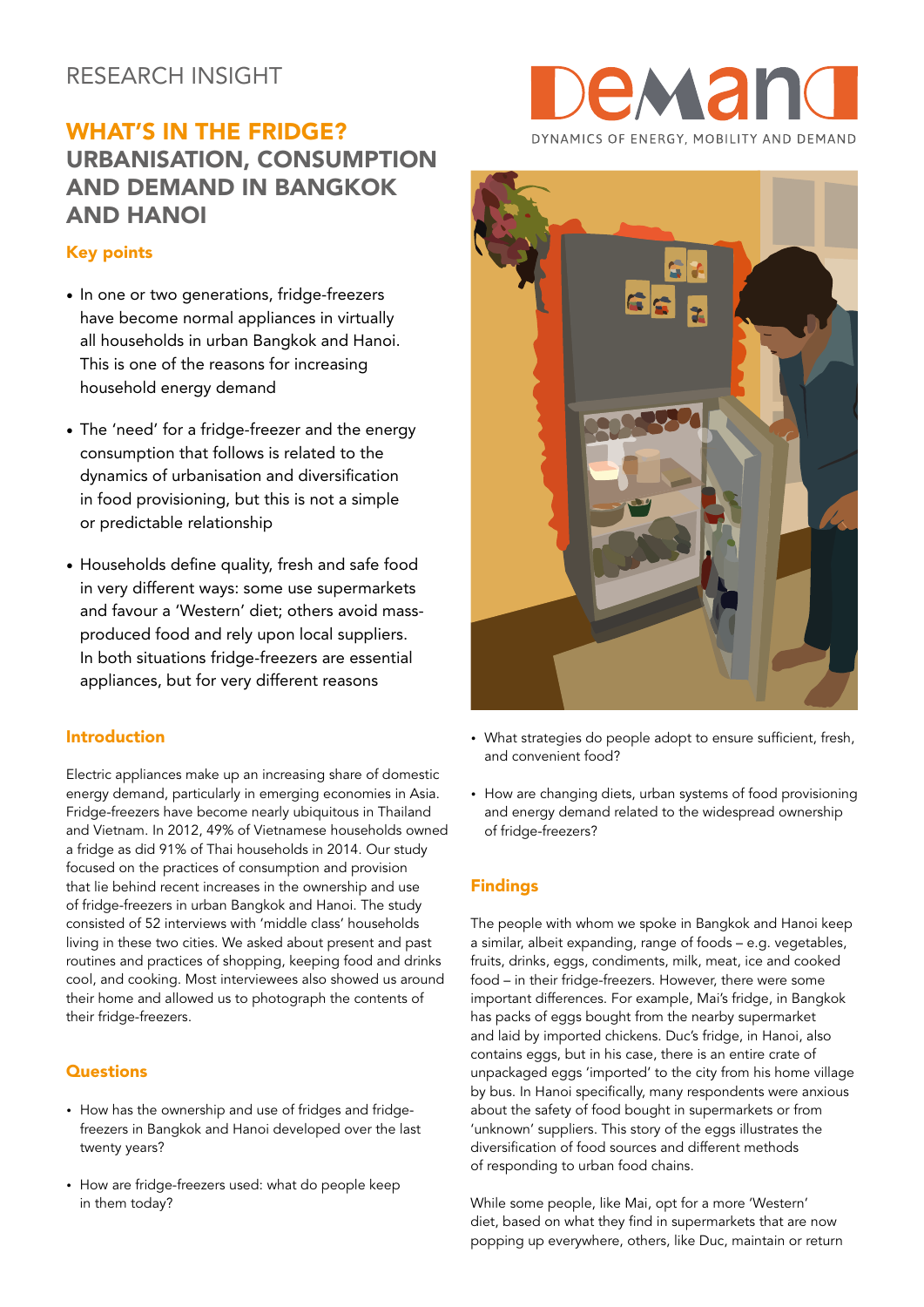RESEARCH INSIGHT

# WHAT'S IN THE FRIDGE? URBANISATION, CONSUMPTION AND DEMAND IN BANGKOK AND HANOI

DEMAND — DYNAMICS OF ENERGY, MOBILITY AND DEMAND

## Key points

- In one or two generations, fridge-freezers have become normal appliances in virtually all households in urban Bangkok and Hanoi. This is one of the reasons for increasing household energy demand
- The 'need' for a fridge-freezer and the energy consumption that follows is related to the dynamics of urbanisation and diversification in food provisioning, but this is not a simple or predictable relationship
- Households define quality, fresh and safe food in very different ways: some use supermarkets and favour a 'Western' diet; others avoid mass-produced food and rely upon local suppliers. In both situations fridge-freezers are essential appliances, but for very different reasons

## Introduction

Electric appliances make up an increasing share of domestic energy demand, particularly in emerging economies in Asia. Fridge-freezers have become nearly ubiquitous in Thailand and Vietnam. In 2012, 49% of Vietnamese households owned a fridge as did 91% of Thai households in 2014. Our study focused on the practices of consumption and provision that lie behind recent increases in the ownership and use of fridge-freezers in urban Bangkok and Hanoi. The study consisted of 52 interviews with 'middle class' households living in these two cities. We asked about present and past routines and practices of shopping, keeping food and drinks cool, and cooking. Most interviewees also showed us around their home and allowed us to photograph the contents of their fridge-freezers.

## Questions

- How has the ownership and use of fridges and fridge-freezers in Bangkok and Hanoi developed over the last twenty years?
- How are fridge-freezers used: what do people keep in them today?
- What strategies do people adopt to ensure sufficient, fresh, and convenient food?
- How are changing diets, urban systems of food provisioning and energy demand related to the widespread ownership of fridge-freezers?

## Findings

The people with whom we spoke in Bangkok and Hanoi keep a similar, albeit expanding, range of foods – e.g. vegetables, fruits, drinks, eggs, condiments, milk, meat, ice and cooked food – in their fridge-freezers. However, there were some important differences. For example, Mai's fridge, in Bangkok has packs of eggs bought from the nearby supermarket and laid by imported chickens. Duc's fridge, in Hanoi, also contains eggs, but in his case, there is an entire crate of unpackaged eggs 'imported' to the city from his home village by bus. In Hanoi specifically, many respondents were anxious about the safety of food bought in supermarkets or from 'unknown' suppliers. This story of the eggs illustrates the diversification of food sources and different methods of responding to urban food chains.

While some people, like Mai, opt for a more 'Western' diet, based on what they find in supermarkets that are now popping up everywhere, others, like Duc, maintain or return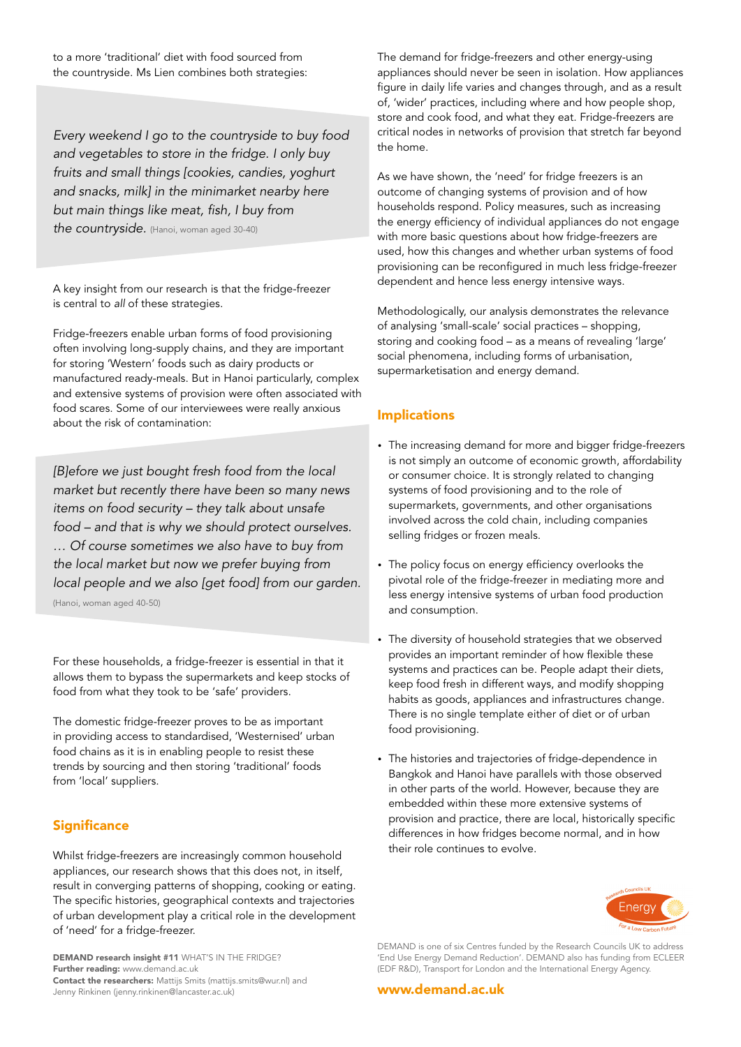to a more 'traditional' diet with food sourced from the countryside. Ms Lien combines both strategies:

> *Every weekend I go to the countryside to buy food and vegetables to store in the fridge. I only buy fruits and small things [cookies, candies, yoghurt and snacks, milk] in the minimarket nearby here but main things like meat, fish, I buy from the countryside.* (Hanoi, woman aged 30-40)

A key insight from our research is that the fridge-freezer is central to *all* of these strategies.

Fridge-freezers enable urban forms of food provisioning often involving long-supply chains, and they are important for storing 'Western' foods such as dairy products or manufactured ready-meals. But in Hanoi particularly, complex and extensive systems of provision were often associated with food scares. Some of our interviewees were really anxious about the risk of contamination:

> *[B]efore we just bought fresh food from the local market but recently there have been so many news items on food security – they talk about unsafe food – and that is why we should protect ourselves. … Of course sometimes we also have to buy from the local market but now we prefer buying from local people and we also [get food] from our garden.* (Hanoi, woman aged 40-50)

For these households, a fridge-freezer is essential in that it allows them to bypass the supermarkets and keep stocks of food from what they took to be 'safe' providers.

The domestic fridge-freezer proves to be as important in providing access to standardised, 'Westernised' urban food chains as it is in enabling people to resist these trends by sourcing and then storing 'traditional' foods from 'local' suppliers.

## Significance

Whilst fridge-freezers are increasingly common household appliances, our research shows that this does not, in itself, result in converging patterns of shopping, cooking or eating. The specific histories, geographical contexts and trajectories of urban development play a critical role in the development of 'need' for a fridge-freezer.

The demand for fridge-freezers and other energy-using appliances should never be seen in isolation. How appliances figure in daily life varies and changes through, and as a result of, 'wider' practices, including where and how people shop, store and cook food, and what they eat. Fridge-freezers are critical nodes in networks of provision that stretch far beyond the home.

As we have shown, the 'need' for fridge freezers is an outcome of changing systems of provision and of how households respond. Policy measures, such as increasing the energy efficiency of individual appliances do not engage with more basic questions about how fridge-freezers are used, how this changes and whether urban systems of food provisioning can be reconfigured in much less fridge-freezer dependent and hence less energy intensive ways.

Methodologically, our analysis demonstrates the relevance of analysing 'small-scale' social practices – shopping, storing and cooking food – as a means of revealing 'large' social phenomena, including forms of urbanisation, supermarketisation and energy demand.

## Implications

- The increasing demand for more and bigger fridge-freezers is not simply an outcome of economic growth, affordability or consumer choice. It is strongly related to changing systems of food provisioning and to the role of supermarkets, governments, and other organisations involved across the cold chain, including companies selling fridges or frozen meals.
- The policy focus on energy efficiency overlooks the pivotal role of the fridge-freezer in mediating more and less energy intensive systems of urban food production and consumption.
- The diversity of household strategies that we observed provides an important reminder of how flexible these systems and practices can be. People adapt their diets, keep food fresh in different ways, and modify shopping habits as goods, appliances and infrastructures change. There is no single template either of diet or of urban food provisioning.
- The histories and trajectories of fridge-dependence in Bangkok and Hanoi have parallels with those observed in other parts of the world. However, because they are embedded within these more extensive systems of provision and practice, there are local, historically specific differences in how fridges become normal, and in how their role continues to evolve.

**DEMAND research insight #11** WHAT'S IN THE FRIDGE?
**Further reading:** www.demand.ac.uk
**Contact the researchers:** Mattijs Smits (mattijs.smits@wur.nl) and Jenny Rinkinen (jenny.rinkinen@lancaster.ac.uk)

Research Councils UK Energy For a Low Carbon Future

DEMAND is one of six Centres funded by the Research Councils UK to address 'End Use Energy Demand Reduction'. DEMAND also has funding from ECLEER (EDF R&D), Transport for London and the International Energy Agency.

**www.demand.ac.uk**